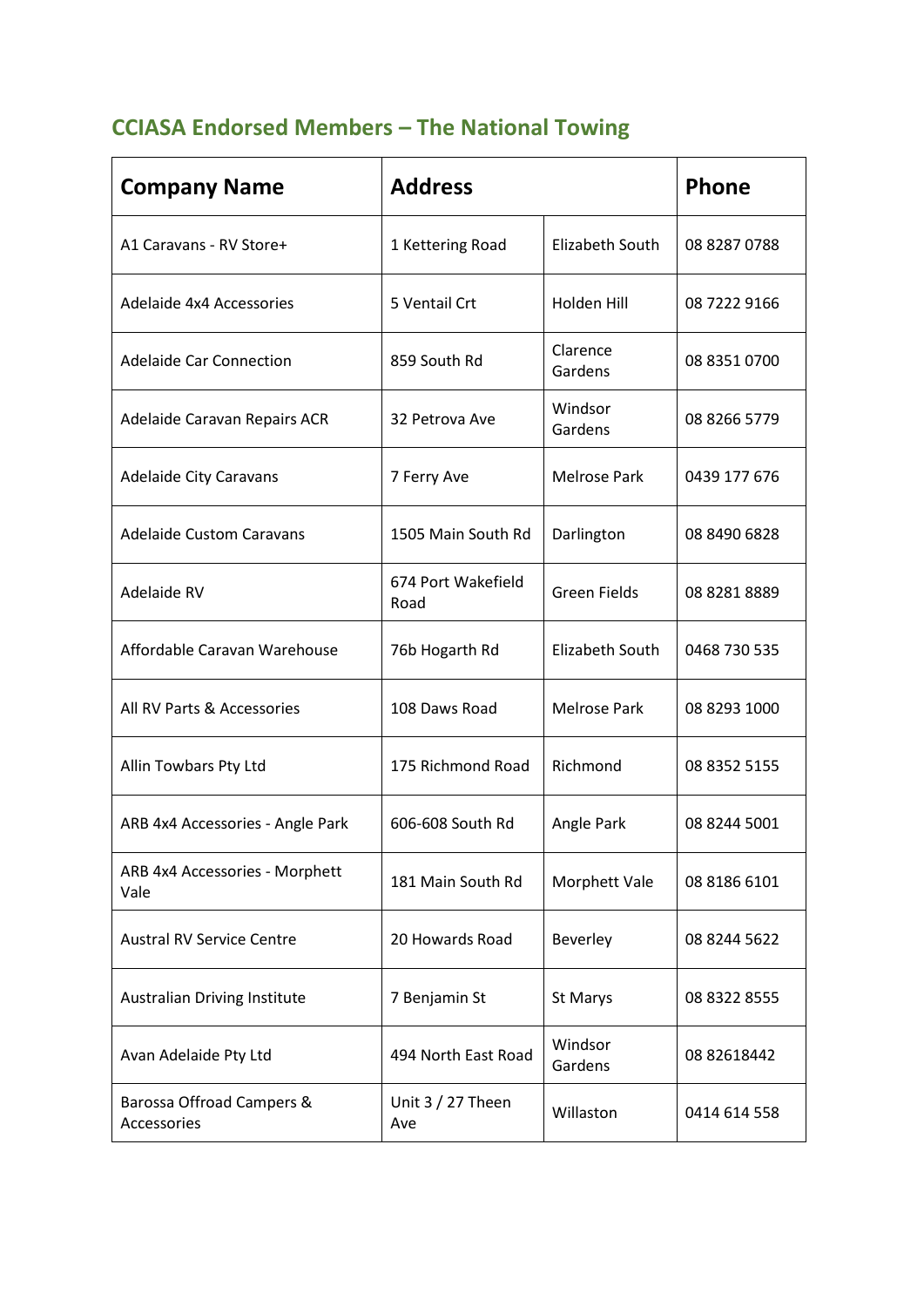## CCIASA Endorsed Members – The National Towing

| Company Name | Address | | Phone |
|---|---|---|---|
| A1 Caravans - RV Store+ | 1 Kettering Road | Elizabeth South | 08 8287 0788 |
| Adelaide 4x4 Accessories | 5 Ventail Crt | Holden Hill | 08 7222 9166 |
| Adelaide Car Connection | 859 South Rd | Clarence Gardens | 08 8351 0700 |
| Adelaide Caravan Repairs ACR | 32 Petrova Ave | Windsor Gardens | 08 8266 5779 |
| Adelaide City Caravans | 7 Ferry Ave | Melrose Park | 0439 177 676 |
| Adelaide Custom Caravans | 1505 Main South Rd | Darlington | 08 8490 6828 |
| Adelaide RV | 674 Port Wakefield Road | Green Fields | 08 8281 8889 |
| Affordable Caravan Warehouse | 76b Hogarth Rd | Elizabeth South | 0468 730 535 |
| All RV Parts & Accessories | 108 Daws Road | Melrose Park | 08 8293 1000 |
| Allin Towbars Pty Ltd | 175 Richmond Road | Richmond | 08 8352 5155 |
| ARB 4x4 Accessories - Angle Park | 606-608 South Rd | Angle Park | 08 8244 5001 |
| ARB 4x4 Accessories - Morphett Vale | 181 Main South Rd | Morphett Vale | 08 8186 6101 |
| Austral RV Service Centre | 20 Howards Road | Beverley | 08 8244 5622 |
| Australian Driving Institute | 7 Benjamin St | St Marys | 08 8322 8555 |
| Avan Adelaide Pty Ltd | 494 North East Road | Windsor Gardens | 08 82618442 |
| Barossa Offroad Campers & Accessories | Unit 3 / 27 Theen Ave | Willaston | 0414 614 558 |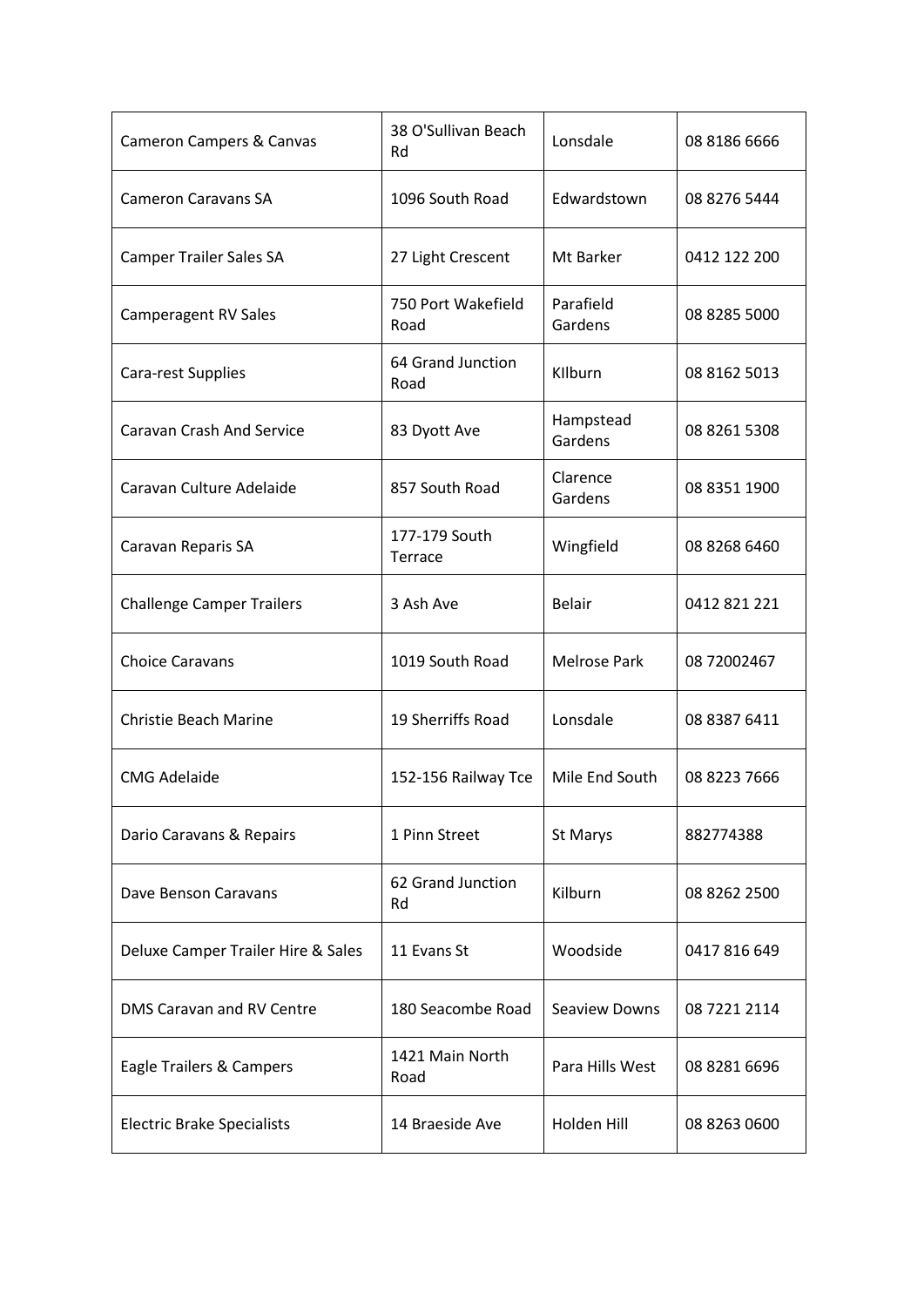| Cameron Campers & Canvas | 38 O'Sullivan Beach Rd | Lonsdale | 08 8186 6666 |
|---|---|---|---|
| Cameron Caravans SA | 1096 South Road | Edwardstown | 08 8276 5444 |
| Camper Trailer Sales SA | 27 Light Crescent | Mt Barker | 0412 122 200 |
| Camperagent RV Sales | 750 Port Wakefield Road | Parafield Gardens | 08 8285 5000 |
| Cara-rest Supplies | 64 Grand Junction Road | KIlburn | 08 8162 5013 |
| Caravan Crash And Service | 83 Dyott Ave | Hampstead Gardens | 08 8261 5308 |
| Caravan Culture Adelaide | 857 South Road | Clarence Gardens | 08 8351 1900 |
| Caravan Reparis SA | 177-179 South Terrace | Wingfield | 08 8268 6460 |
| Challenge Camper Trailers | 3 Ash Ave | Belair | 0412 821 221 |
| Choice Caravans | 1019 South Road | Melrose Park | 08 72002467 |
| Christie Beach Marine | 19 Sherriffs Road | Lonsdale | 08 8387 6411 |
| CMG Adelaide | 152-156 Railway Tce | Mile End South | 08 8223 7666 |
| Dario Caravans & Repairs | 1 Pinn Street | St Marys | 882774388 |
| Dave Benson Caravans | 62 Grand Junction Rd | Kilburn | 08 8262 2500 |
| Deluxe Camper Trailer Hire & Sales | 11 Evans St | Woodside | 0417 816 649 |
| DMS Caravan and RV Centre | 180 Seacombe Road | Seaview Downs | 08 7221 2114 |
| Eagle Trailers & Campers | 1421 Main North Road | Para Hills West | 08 8281 6696 |
| Electric Brake Specialists | 14 Braeside Ave | Holden Hill | 08 8263 0600 |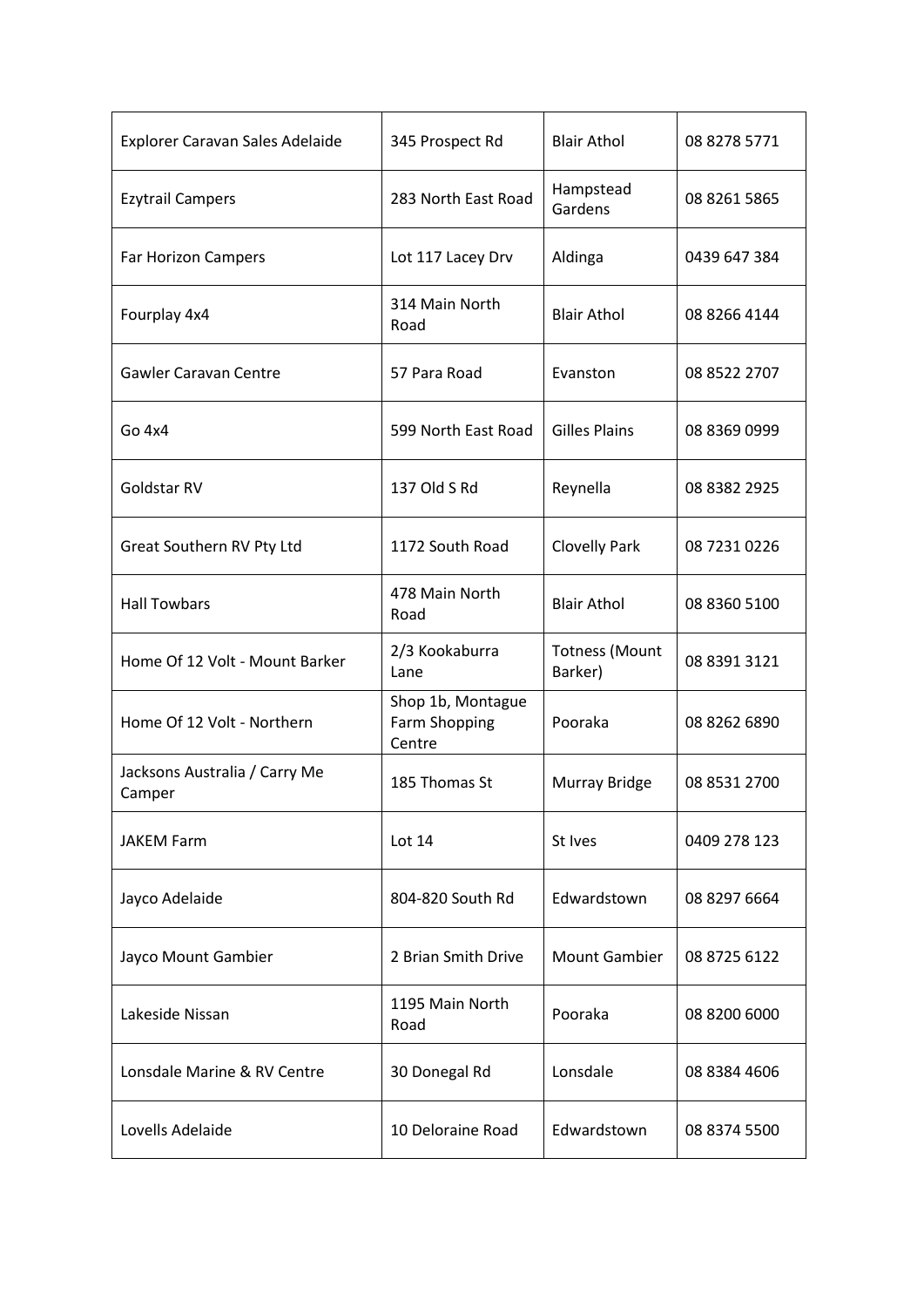| Explorer Caravan Sales Adelaide | 345 Prospect Rd | Blair Athol | 08 8278 5771 |
|---|---|---|---|
| Ezytrail Campers | 283 North East Road | Hampstead Gardens | 08 8261 5865 |
| Far Horizon Campers | Lot 117 Lacey Drv | Aldinga | 0439 647 384 |
| Fourplay 4x4 | 314 Main North Road | Blair Athol | 08 8266 4144 |
| Gawler Caravan Centre | 57 Para Road | Evanston | 08 8522 2707 |
| Go 4x4 | 599 North East Road | Gilles Plains | 08 8369 0999 |
| Goldstar RV | 137 Old S Rd | Reynella | 08 8382 2925 |
| Great Southern RV Pty Ltd | 1172 South Road | Clovelly Park | 08 7231 0226 |
| Hall Towbars | 478 Main North Road | Blair Athol | 08 8360 5100 |
| Home Of 12 Volt - Mount Barker | 2/3 Kookaburra Lane | Totness (Mount Barker) | 08 8391 3121 |
| Home Of 12 Volt - Northern | Shop 1b, Montague Farm Shopping Centre | Pooraka | 08 8262 6890 |
| Jacksons Australia / Carry Me Camper | 185 Thomas St | Murray Bridge | 08 8531 2700 |
| JAKEM Farm | Lot 14 | St Ives | 0409 278 123 |
| Jayco Adelaide | 804-820 South Rd | Edwardstown | 08 8297 6664 |
| Jayco Mount Gambier | 2 Brian Smith Drive | Mount Gambier | 08 8725 6122 |
| Lakeside Nissan | 1195 Main North Road | Pooraka | 08 8200 6000 |
| Lonsdale Marine & RV Centre | 30 Donegal Rd | Lonsdale | 08 8384 4606 |
| Lovells Adelaide | 10 Deloraine Road | Edwardstown | 08 8374 5500 |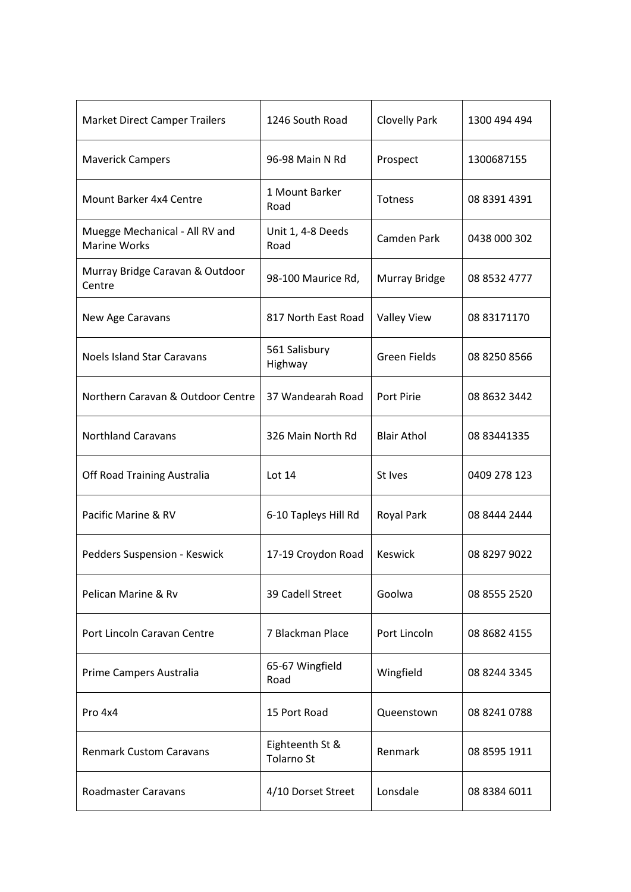| Market Direct Camper Trailers | 1246 South Road | Clovelly Park | 1300 494 494 |
|---|---|---|---|
| Maverick Campers | 96-98 Main N Rd | Prospect | 1300687155 |
| Mount Barker 4x4 Centre | 1 Mount Barker Road | Totness | 08 8391 4391 |
| Muegge Mechanical - All RV and Marine Works | Unit 1, 4-8 Deeds Road | Camden Park | 0438 000 302 |
| Murray Bridge Caravan & Outdoor Centre | 98-100 Maurice Rd, | Murray Bridge | 08 8532 4777 |
| New Age Caravans | 817 North East Road | Valley View | 08 83171170 |
| Noels Island Star Caravans | 561 Salisbury Highway | Green Fields | 08 8250 8566 |
| Northern Caravan & Outdoor Centre | 37 Wandearah Road | Port Pirie | 08 8632 3442 |
| Northland Caravans | 326 Main North Rd | Blair Athol | 08 83441335 |
| Off Road Training Australia | Lot 14 | St Ives | 0409 278 123 |
| Pacific Marine & RV | 6-10 Tapleys Hill Rd | Royal Park | 08 8444 2444 |
| Pedders Suspension - Keswick | 17-19 Croydon Road | Keswick | 08 8297 9022 |
| Pelican Marine & Rv | 39 Cadell Street | Goolwa | 08 8555 2520 |
| Port Lincoln Caravan Centre | 7 Blackman Place | Port Lincoln | 08 8682 4155 |
| Prime Campers Australia | 65-67 Wingfield Road | Wingfield | 08 8244 3345 |
| Pro 4x4 | 15 Port Road | Queenstown | 08 8241 0788 |
| Renmark Custom Caravans | Eighteenth St & Tolarno St | Renmark | 08 8595 1911 |
| Roadmaster Caravans | 4/10 Dorset Street | Lonsdale | 08 8384 6011 |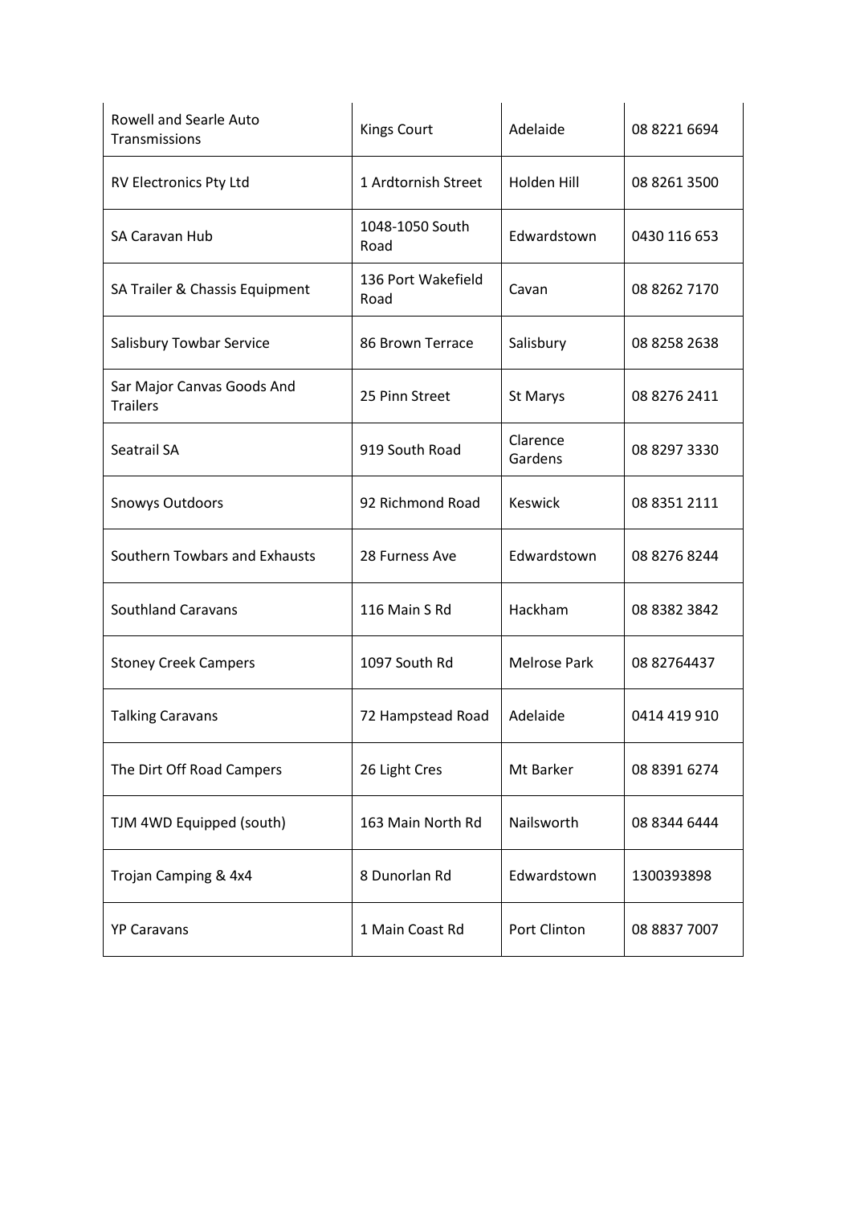| | | | |
|---|---|---|---|
| Rowell and Searle Auto Transmissions | Kings Court | Adelaide | 08 8221 6694 |
| RV Electronics Pty Ltd | 1 Ardtornish Street | Holden Hill | 08 8261 3500 |
| SA Caravan Hub | 1048-1050 South Road | Edwardstown | 0430 116 653 |
| SA Trailer & Chassis Equipment | 136 Port Wakefield Road | Cavan | 08 8262 7170 |
| Salisbury Towbar Service | 86 Brown Terrace | Salisbury | 08 8258 2638 |
| Sar Major Canvas Goods And Trailers | 25 Pinn Street | St Marys | 08 8276 2411 |
| Seatrail SA | 919 South Road | Clarence Gardens | 08 8297 3330 |
| Snowys Outdoors | 92 Richmond Road | Keswick | 08 8351 2111 |
| Southern Towbars and Exhausts | 28 Furness Ave | Edwardstown | 08 8276 8244 |
| Southland Caravans | 116 Main S Rd | Hackham | 08 8382 3842 |
| Stoney Creek Campers | 1097 South Rd | Melrose Park | 08 82764437 |
| Talking Caravans | 72 Hampstead Road | Adelaide | 0414 419 910 |
| The Dirt Off Road Campers | 26 Light Cres | Mt Barker | 08 8391 6274 |
| TJM 4WD Equipped (south) | 163 Main North Rd | Nailsworth | 08 8344 6444 |
| Trojan Camping & 4x4 | 8 Dunorlan Rd | Edwardstown | 1300393898 |
| YP Caravans | 1 Main Coast Rd | Port Clinton | 08 8837 7007 |